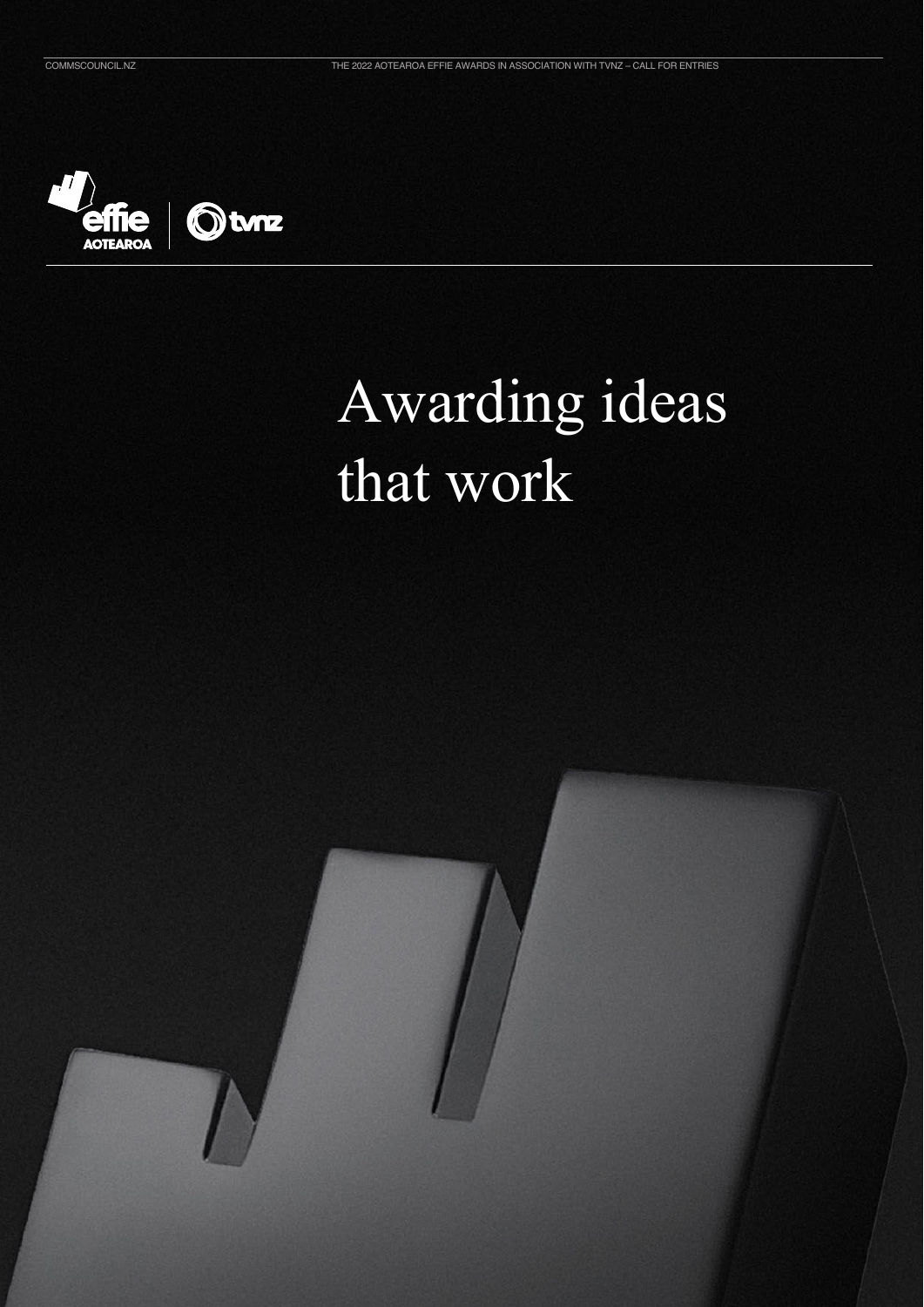# Awarding ideas that work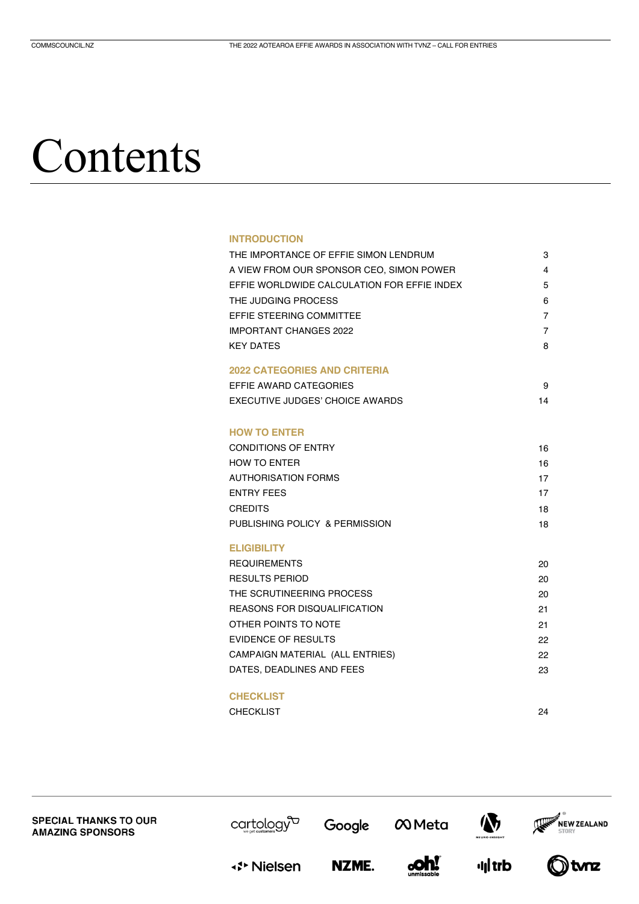# Contents

## INTRODUCTION

| | |
|---|---|
| THE IMPORTANCE OF EFFIE SIMON LENDRUM | 3 |
| A VIEW FROM OUR SPONSOR CEO, SIMON POWER | 4 |
| EFFIE WORLDWIDE CALCULATION FOR EFFIE INDEX | 5 |
| THE JUDGING PROCESS | 6 |
| EFFIE STEERING COMMITTEE | 7 |
| IMPORTANT CHANGES 2022 | 7 |
| KEY DATES | 8 |

## 2022 CATEGORIES AND CRITERIA

| | |
|---|---|
| EFFIE AWARD CATEGORIES | 9 |
| EXECUTIVE JUDGES' CHOICE AWARDS | 14 |

## HOW TO ENTER

| | |
|---|---|
| CONDITIONS OF ENTRY | 16 |
| HOW TO ENTER | 16 |
| AUTHORISATION FORMS | 17 |
| ENTRY FEES | 17 |
| CREDITS | 18 |
| PUBLISHING POLICY & PERMISSION | 18 |

## ELIGIBILITY

| | |
|---|---|
| REQUIREMENTS | 20 |
| RESULTS PERIOD | 20 |
| THE SCRUTINEERING PROCESS | 20 |
| REASONS FOR DISQUALIFICATION | 21 |
| OTHER POINTS TO NOTE | 21 |
| EVIDENCE OF RESULTS | 22 |
| CAMPAIGN MATERIAL (ALL ENTRIES) | 22 |
| DATES, DEADLINES AND FEES | 23 |

## CHECKLIST

| | |
|---|---|
| CHECKLIST | 24 |

**SPECIAL THANKS TO OUR AMAZING SPONSORS**

cartology · Google · Meta · Neuro-Insight · New Zealand Story · Nielsen · NZME. · oh! · trb · tvnz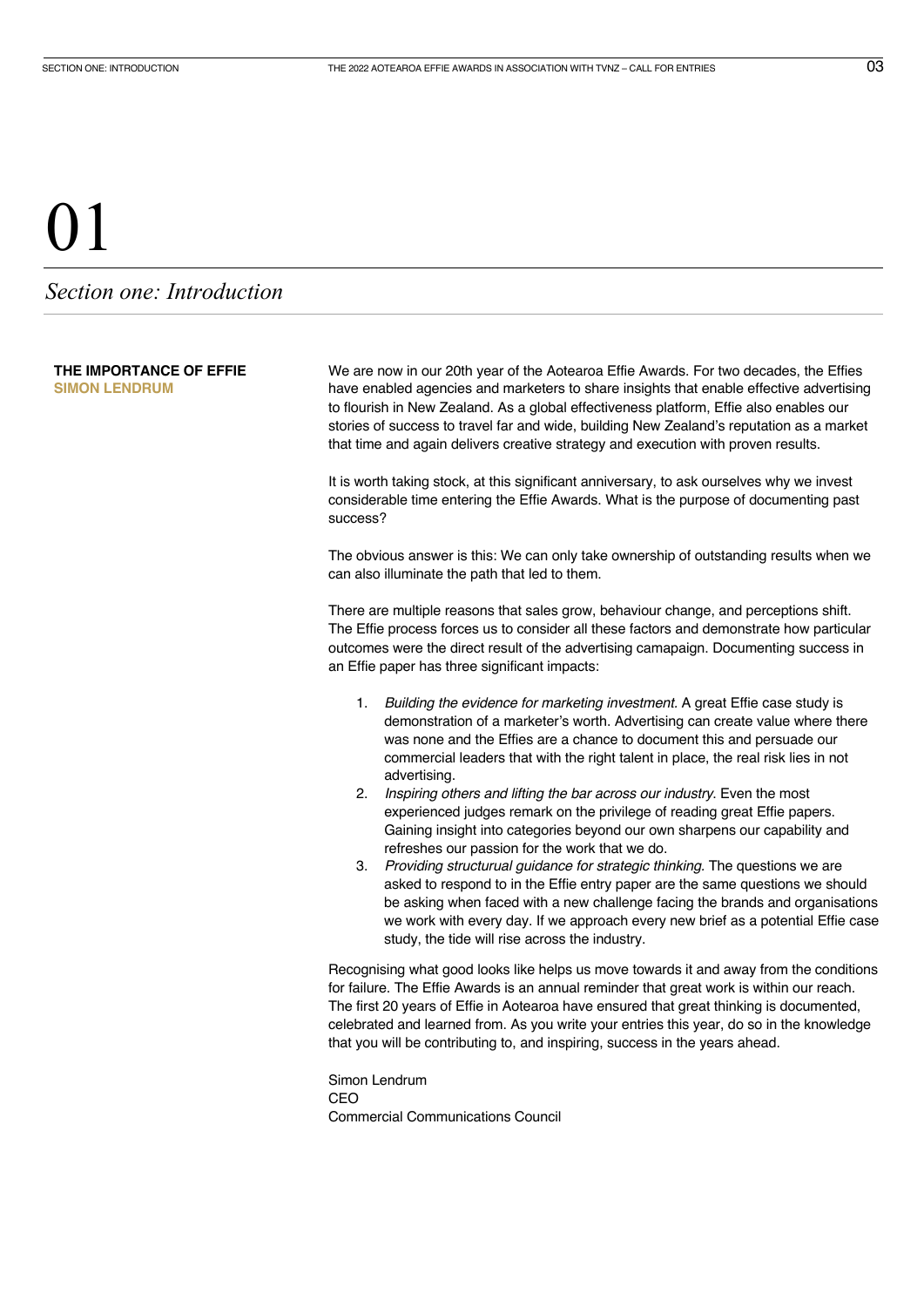# 01

## *Section one: Introduction*

**THE IMPORTANCE OF EFFIE**
**SIMON LENDRUM**

We are now in our 20th year of the Aotearoa Effie Awards. For two decades, the Effies have enabled agencies and marketers to share insights that enable effective advertising to flourish in New Zealand. As a global effectiveness platform, Effie also enables our stories of success to travel far and wide, building New Zealand's reputation as a market that time and again delivers creative strategy and execution with proven results.

It is worth taking stock, at this significant anniversary, to ask ourselves why we invest considerable time entering the Effie Awards. What is the purpose of documenting past success?

The obvious answer is this: We can only take ownership of outstanding results when we can also illuminate the path that led to them.

There are multiple reasons that sales grow, behaviour change, and perceptions shift. The Effie process forces us to consider all these factors and demonstrate how particular outcomes were the direct result of the advertising camapaign. Documenting success in an Effie paper has three significant impacts:

1. *Building the evidence for marketing investment.* A great Effie case study is demonstration of a marketer's worth. Advertising can create value where there was none and the Effies are a chance to document this and persuade our commercial leaders that with the right talent in place, the real risk lies in not advertising.
2. *Inspiring others and lifting the bar across our industry.* Even the most experienced judges remark on the privilege of reading great Effie papers. Gaining insight into categories beyond our own sharpens our capability and refreshes our passion for the work that we do.
3. *Providing structurual guidance for strategic thinking.* The questions we are asked to respond to in the Effie entry paper are the same questions we should be asking when faced with a new challenge facing the brands and organisations we work with every day. If we approach every new brief as a potential Effie case study, the tide will rise across the industry.

Recognising what good looks like helps us move towards it and away from the conditions for failure. The Effie Awards is an annual reminder that great work is within our reach. The first 20 years of Effie in Aotearoa have ensured that great thinking is documented, celebrated and learned from. As you write your entries this year, do so in the knowledge that you will be contributing to, and inspiring, success in the years ahead.

Simon Lendrum
CEO
Commercial Communications Council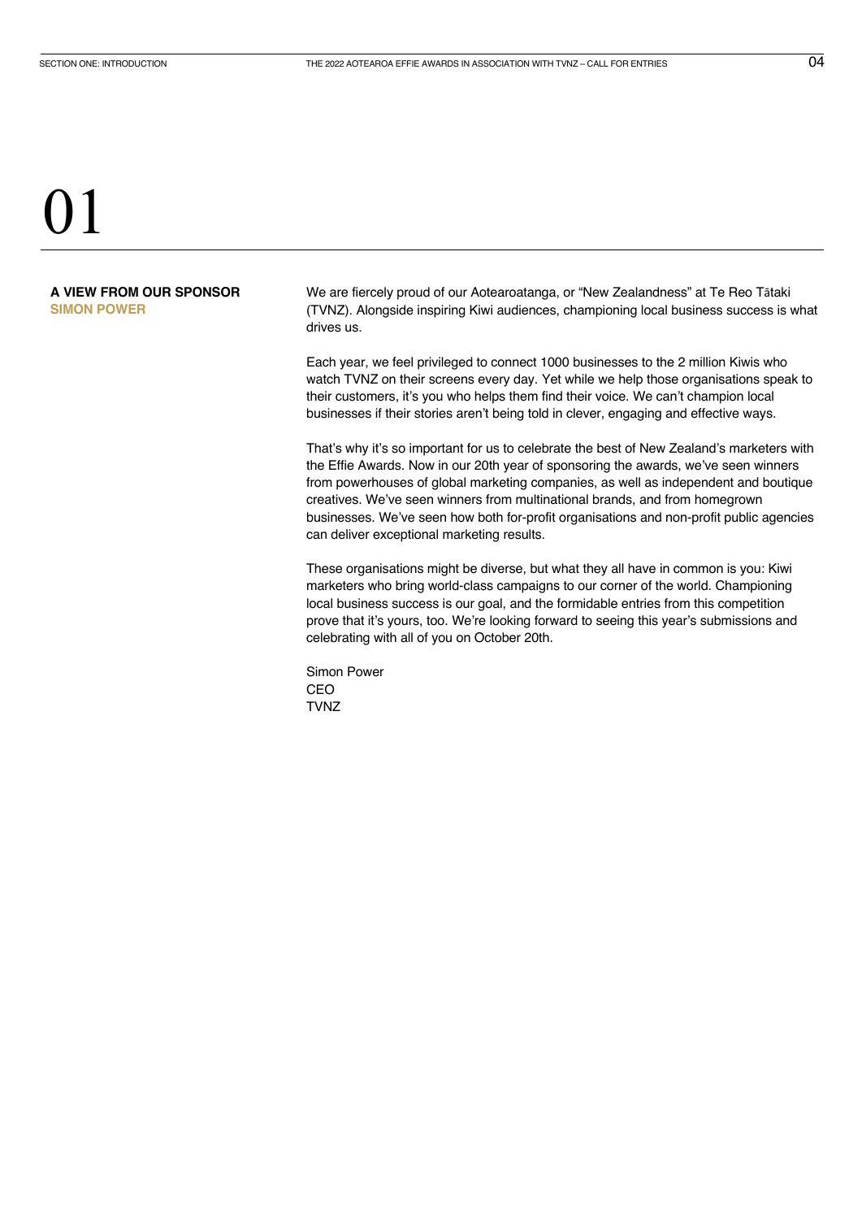# 01

## A VIEW FROM OUR SPONSOR

**SIMON POWER**

We are fiercely proud of our Aotearoatanga, or "New Zealandness" at Te Reo Tātaki (TVNZ). Alongside inspiring Kiwi audiences, championing local business success is what drives us.

Each year, we feel privileged to connect 1000 businesses to the 2 million Kiwis who watch TVNZ on their screens every day. Yet while we help those organisations speak to their customers, it's you who helps them find their voice. We can't champion local businesses if their stories aren't being told in clever, engaging and effective ways.

That's why it's so important for us to celebrate the best of New Zealand's marketers with the Effie Awards. Now in our 20th year of sponsoring the awards, we've seen winners from powerhouses of global marketing companies, as well as independent and boutique creatives. We've seen winners from multinational brands, and from homegrown businesses. We've seen how both for-profit organisations and non-profit public agencies can deliver exceptional marketing results.

These organisations might be diverse, but what they all have in common is you: Kiwi marketers who bring world-class campaigns to our corner of the world. Championing local business success is our goal, and the formidable entries from this competition prove that it's yours, too. We're looking forward to seeing this year's submissions and celebrating with all of you on October 20th.

Simon Power  
CEO  
TVNZ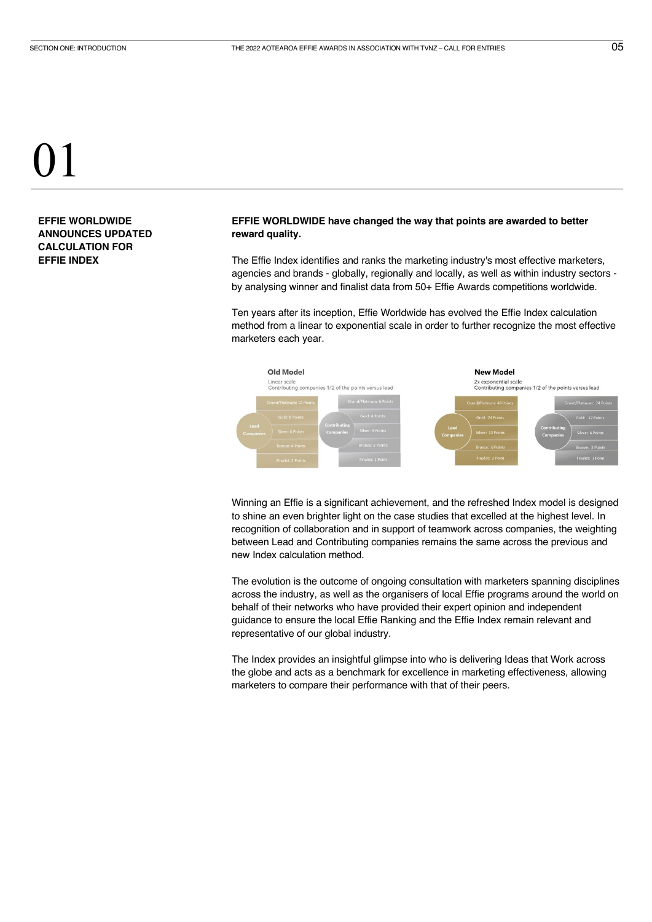# 01

**EFFIE WORLDWIDE ANNOUNCES UPDATED CALCULATION FOR EFFIE INDEX**

**EFFIE WORLDWIDE have changed the way that points are awarded to better reward quality.**

The Effie Index identifies and ranks the marketing industry's most effective marketers, agencies and brands - globally, regionally and locally, as well as within industry sectors - by analysing winner and finalist data from 50+ Effie Awards competitions worldwide.

Ten years after its inception, Effie Worldwide has evolved the Effie Index calculation method from a linear to exponential scale in order to further recognize the most effective marketers each year.

**Old Model**
Linear scale
Contributing companies 1/2 of the points versus lead

| Award | Lead Companies | Contributing Companies |
| --- | --- | --- |
| Grand/Platinum | 12 Points | 6 Points |
| Gold | 8 Points | 4 Points |
| Silver | 6 Points | 3 Points |
| Bronze | 4 Points | 2 Points |
| Finalist | 2 Points | 1 Point |

**New Model**
2x exponential scale
Contributing companies 1/2 of the points versus lead

| Award | Lead Companies | Contributing Companies |
| --- | --- | --- |
| Grand/Platinum | 48 Points | 24 Points |
| Gold | 24 Points | 12 Points |
| Silver | 12 Points | 6 Points |
| Bronze | 6 Points | 3 Points |
| Finalist | 2 Point | 1 Point |

Winning an Effie is a significant achievement, and the refreshed Index model is designed to shine an even brighter light on the case studies that excelled at the highest level. In recognition of collaboration and in support of teamwork across companies, the weighting between Lead and Contributing companies remains the same across the previous and new Index calculation method.

The evolution is the outcome of ongoing consultation with marketers spanning disciplines across the industry, as well as the organisers of local Effie programs around the world on behalf of their networks who have provided their expert opinion and independent guidance to ensure the local Effie Ranking and the Effie Index remain relevant and representative of our global industry.

The Index provides an insightful glimpse into who is delivering Ideas that Work across the globe and acts as a benchmark for excellence in marketing effectiveness, allowing marketers to compare their performance with that of their peers.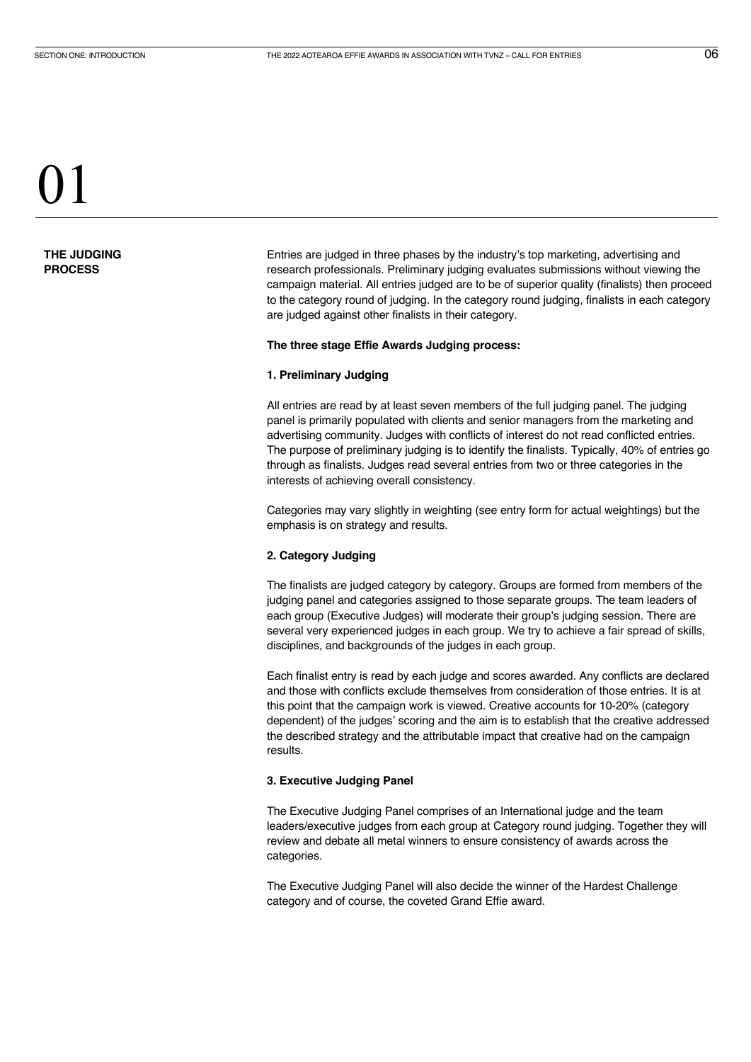# 01

## THE JUDGING PROCESS

Entries are judged in three phases by the industry's top marketing, advertising and research professionals. Preliminary judging evaluates submissions without viewing the campaign material. All entries judged are to be of superior quality (finalists) then proceed to the category round of judging. In the category round judging, finalists in each category are judged against other finalists in their category.

**The three stage Effie Awards Judging process:**

**1. Preliminary Judging**

All entries are read by at least seven members of the full judging panel. The judging panel is primarily populated with clients and senior managers from the marketing and advertising community. Judges with conflicts of interest do not read conflicted entries. The purpose of preliminary judging is to identify the finalists. Typically, 40% of entries go through as finalists. Judges read several entries from two or three categories in the interests of achieving overall consistency.

Categories may vary slightly in weighting (see entry form for actual weightings) but the emphasis is on strategy and results.

**2. Category Judging**

The finalists are judged category by category. Groups are formed from members of the judging panel and categories assigned to those separate groups. The team leaders of each group (Executive Judges) will moderate their group's judging session. There are several very experienced judges in each group. We try to achieve a fair spread of skills, disciplines, and backgrounds of the judges in each group.

Each finalist entry is read by each judge and scores awarded. Any conflicts are declared and those with conflicts exclude themselves from consideration of those entries. It is at this point that the campaign work is viewed. Creative accounts for 10-20% (category dependent) of the judges' scoring and the aim is to establish that the creative addressed the described strategy and the attributable impact that creative had on the campaign results.

**3. Executive Judging Panel**

The Executive Judging Panel comprises of an International judge and the team leaders/executive judges from each group at Category round judging. Together they will review and debate all metal winners to ensure consistency of awards across the categories.

The Executive Judging Panel will also decide the winner of the Hardest Challenge category and of course, the coveted Grand Effie award.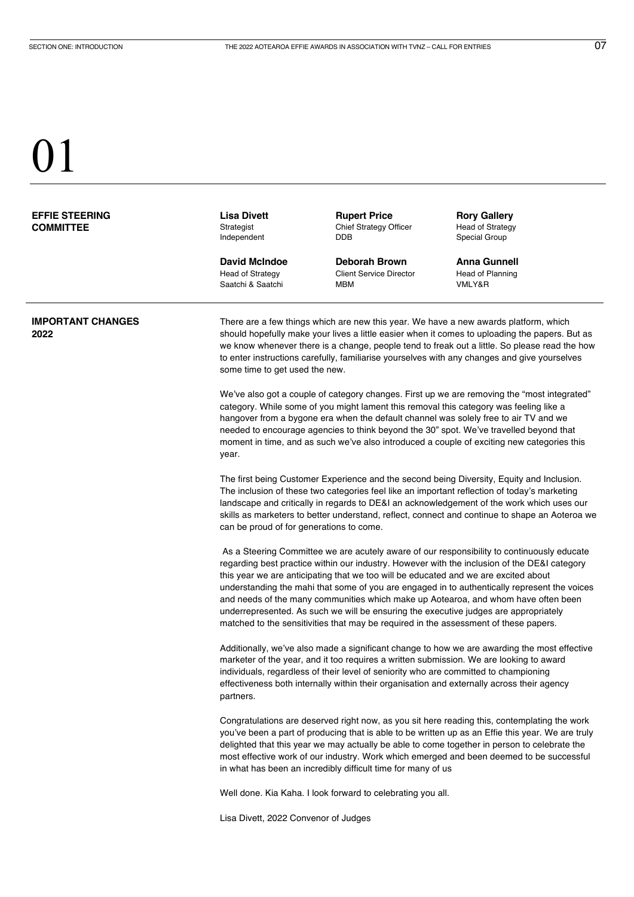# 01

## EFFIE STEERING COMMITTEE

**Lisa Divett**
Strategist
Independent

**Rupert Price**
Chief Strategy Officer
DDB

**Rory Gallery**
Head of Strategy
Special Group

**David McIndoe**
Head of Strategy
Saatchi & Saatchi

**Deborah Brown**
Client Service Director
MBM

**Anna Gunnell**
Head of Planning
VMLY&R

## IMPORTANT CHANGES 2022

There are a few things which are new this year. We have a new awards platform, which should hopefully make your lives a little easier when it comes to uploading the papers. But as we know whenever there is a change, people tend to freak out a little. So please read the how to enter instructions carefully, familiarise yourselves with any changes and give yourselves some time to get used the new.

We've also got a couple of category changes. First up we are removing the "most integrated" category. While some of you might lament this removal this category was feeling like a hangover from a bygone era when the default channel was solely free to air TV and we needed to encourage agencies to think beyond the 30" spot. We've travelled beyond that moment in time, and as such we've also introduced a couple of exciting new categories this year.

The first being Customer Experience and the second being Diversity, Equity and Inclusion. The inclusion of these two categories feel like an important reflection of today's marketing landscape and critically in regards to DE&I an acknowledgement of the work which uses our skills as marketers to better understand, reflect, connect and continue to shape an Aoteroa we can be proud of for generations to come.

As a Steering Committee we are acutely aware of our responsibility to continuously educate regarding best practice within our industry. However with the inclusion of the DE&I category this year we are anticipating that we too will be educated and we are excited about understanding the mahi that some of you are engaged in to authentically represent the voices and needs of the many communities which make up Aotearoa, and whom have often been underrepresented. As such we will be ensuring the executive judges are appropriately matched to the sensitivities that may be required in the assessment of these papers.

Additionally, we've also made a significant change to how we are awarding the most effective marketer of the year, and it too requires a written submission. We are looking to award individuals, regardless of their level of seniority who are committed to championing effectiveness both internally within their organisation and externally across their agency partners.

Congratulations are deserved right now, as you sit here reading this, contemplating the work you've been a part of producing that is able to be written up as an Effie this year. We are truly delighted that this year we may actually be able to come together in person to celebrate the most effective work of our industry. Work which emerged and been deemed to be successful in what has been an incredibly difficult time for many of us

Well done. Kia Kaha. I look forward to celebrating you all.

Lisa Divett, 2022 Convenor of Judges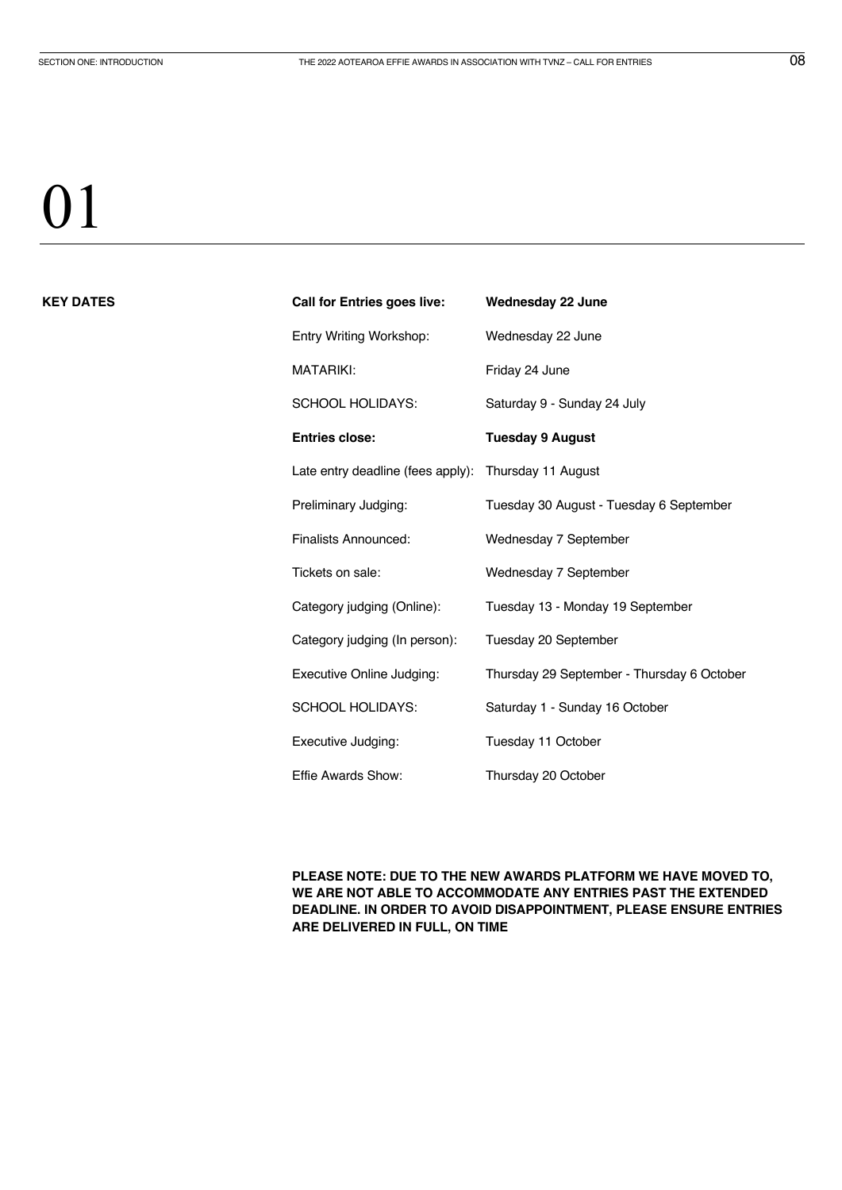# 01

## KEY DATES

| | |
|---|---|
| **Call for Entries goes live:** | **Wednesday 22 June** |
| Entry Writing Workshop: | Wednesday 22 June |
| MATARIKI: | Friday 24 June |
| SCHOOL HOLIDAYS: | Saturday 9 - Sunday 24 July |
| **Entries close:** | **Tuesday 9 August** |
| Late entry deadline (fees apply): | Thursday 11 August |
| Preliminary Judging: | Tuesday 30 August - Tuesday 6 September |
| Finalists Announced: | Wednesday 7 September |
| Tickets on sale: | Wednesday 7 September |
| Category judging (Online): | Tuesday 13 - Monday 19 September |
| Category judging (In person): | Tuesday 20 September |
| Executive Online Judging: | Thursday 29 September - Thursday 6 October |
| SCHOOL HOLIDAYS: | Saturday 1 - Sunday 16 October |
| Executive Judging: | Tuesday 11 October |
| Effie Awards Show: | Thursday 20 October |

**PLEASE NOTE: DUE TO THE NEW AWARDS PLATFORM WE HAVE MOVED TO, WE ARE NOT ABLE TO ACCOMMODATE ANY ENTRIES PAST THE EXTENDED DEADLINE. IN ORDER TO AVOID DISAPPOINTMENT, PLEASE ENSURE ENTRIES ARE DELIVERED IN FULL, ON TIME**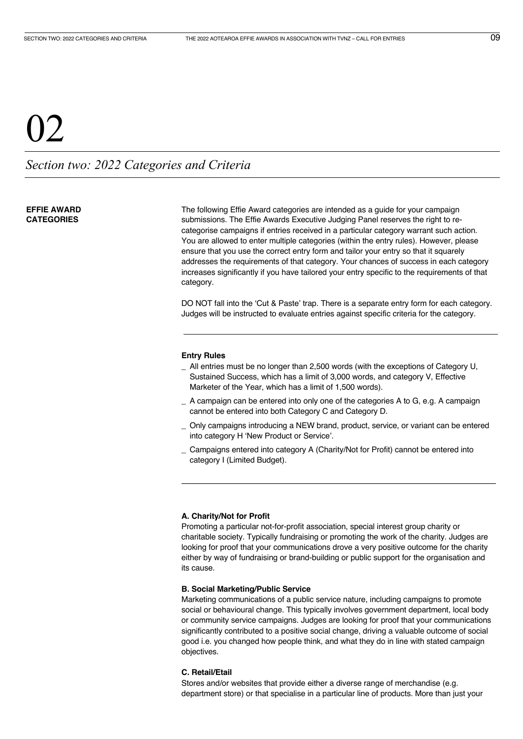# 02

## *Section two: 2022 Categories and Criteria*

**EFFIE AWARD CATEGORIES**

The following Effie Award categories are intended as a guide for your campaign submissions. The Effie Awards Executive Judging Panel reserves the right to re-categorise campaigns if entries received in a particular category warrant such action. You are allowed to enter multiple categories (within the entry rules). However, please ensure that you use the correct entry form and tailor your entry so that it squarely addresses the requirements of that category. Your chances of success in each category increases significantly if you have tailored your entry specific to the requirements of that category.

DO NOT fall into the 'Cut & Paste' trap. There is a separate entry form for each category. Judges will be instructed to evaluate entries against specific criteria for the category.

---

**Entry Rules**

- All entries must be no longer than 2,500 words (with the exceptions of Category U, Sustained Success, which has a limit of 3,000 words, and category V, Effective Marketer of the Year, which has a limit of 1,500 words).
- A campaign can be entered into only one of the categories A to G, e.g. A campaign cannot be entered into both Category C and Category D.
- Only campaigns introducing a NEW brand, product, service, or variant can be entered into category H 'New Product or Service'.
- Campaigns entered into category A (Charity/Not for Profit) cannot be entered into category I (Limited Budget).

---

**A. Charity/Not for Profit**

Promoting a particular not-for-profit association, special interest group charity or charitable society. Typically fundraising or promoting the work of the charity. Judges are looking for proof that your communications drove a very positive outcome for the charity either by way of fundraising or brand-building or public support for the organisation and its cause.

**B. Social Marketing/Public Service**

Marketing communications of a public service nature, including campaigns to promote social or behavioural change. This typically involves government department, local body or community service campaigns. Judges are looking for proof that your communications significantly contributed to a positive social change, driving a valuable outcome of social good i.e. you changed how people think, and what they do in line with stated campaign objectives.

**C. Retail/Etail**

Stores and/or websites that provide either a diverse range of merchandise (e.g. department store) or that specialise in a particular line of products. More than just your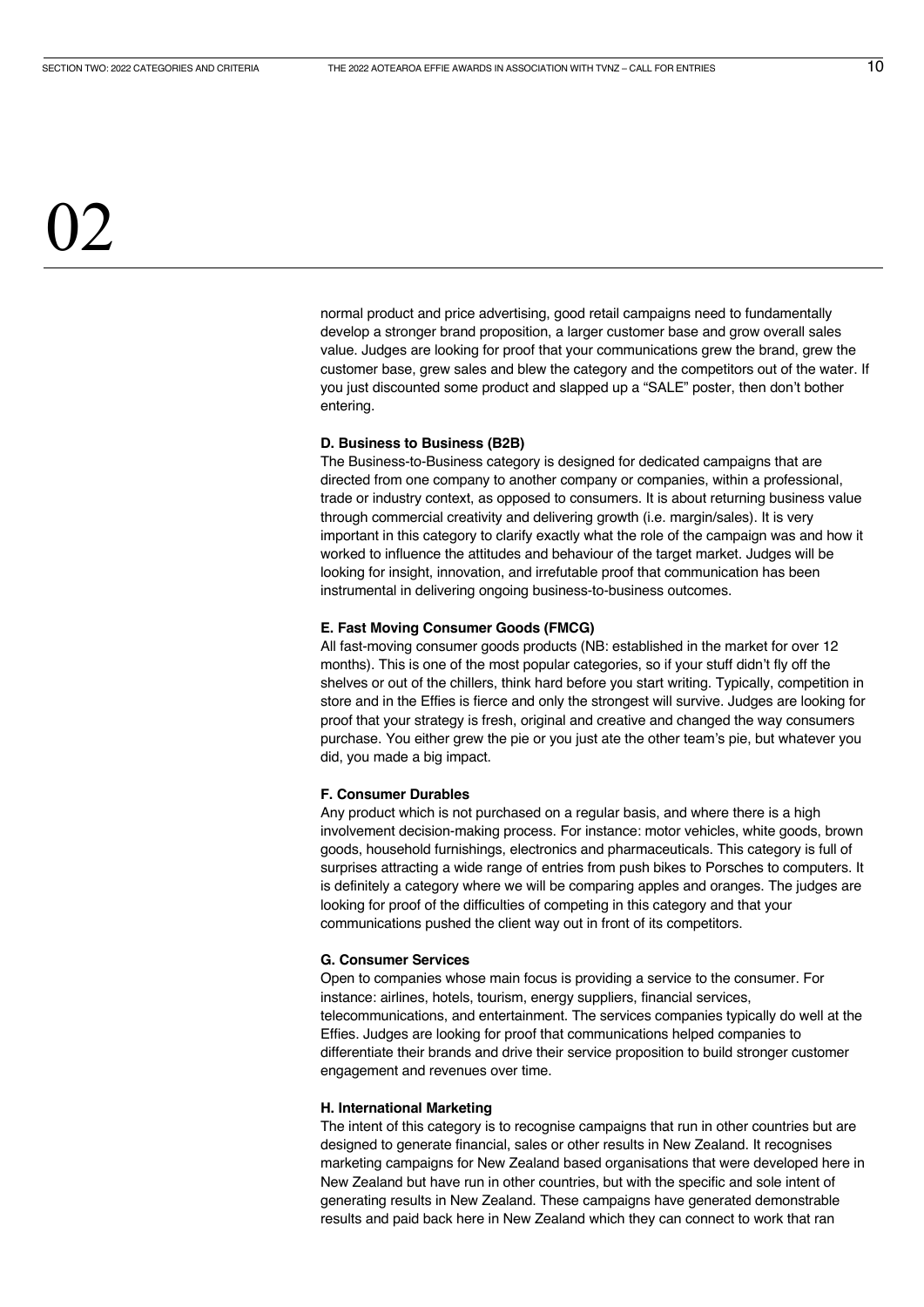normal product and price advertising, good retail campaigns need to fundamentally develop a stronger brand proposition, a larger customer base and grow overall sales value. Judges are looking for proof that your communications grew the brand, grew the customer base, grew sales and blew the category and the competitors out of the water. If you just discounted some product and slapped up a "SALE" poster, then don't bother entering.

**D. Business to Business (B2B)**
The Business-to-Business category is designed for dedicated campaigns that are directed from one company to another company or companies, within a professional, trade or industry context, as opposed to consumers. It is about returning business value through commercial creativity and delivering growth (i.e. margin/sales). It is very important in this category to clarify exactly what the role of the campaign was and how it worked to influence the attitudes and behaviour of the target market. Judges will be looking for insight, innovation, and irrefutable proof that communication has been instrumental in delivering ongoing business-to-business outcomes.

**E. Fast Moving Consumer Goods (FMCG)**
All fast-moving consumer goods products (NB: established in the market for over 12 months). This is one of the most popular categories, so if your stuff didn't fly off the shelves or out of the chillers, think hard before you start writing. Typically, competition in store and in the Effies is fierce and only the strongest will survive. Judges are looking for proof that your strategy is fresh, original and creative and changed the way consumers purchase. You either grew the pie or you just ate the other team's pie, but whatever you did, you made a big impact.

**F. Consumer Durables**
Any product which is not purchased on a regular basis, and where there is a high involvement decision-making process. For instance: motor vehicles, white goods, brown goods, household furnishings, electronics and pharmaceuticals. This category is full of surprises attracting a wide range of entries from push bikes to Porsches to computers. It is definitely a category where we will be comparing apples and oranges. The judges are looking for proof of the difficulties of competing in this category and that your communications pushed the client way out in front of its competitors.

**G. Consumer Services**
Open to companies whose main focus is providing a service to the consumer. For instance: airlines, hotels, tourism, energy suppliers, financial services, telecommunications, and entertainment. The services companies typically do well at the Effies. Judges are looking for proof that communications helped companies to differentiate their brands and drive their service proposition to build stronger customer engagement and revenues over time.

**H. International Marketing**
The intent of this category is to recognise campaigns that run in other countries but are designed to generate financial, sales or other results in New Zealand. It recognises marketing campaigns for New Zealand based organisations that were developed here in New Zealand but have run in other countries, but with the specific and sole intent of generating results in New Zealand. These campaigns have generated demonstrable results and paid back here in New Zealand which they can connect to work that ran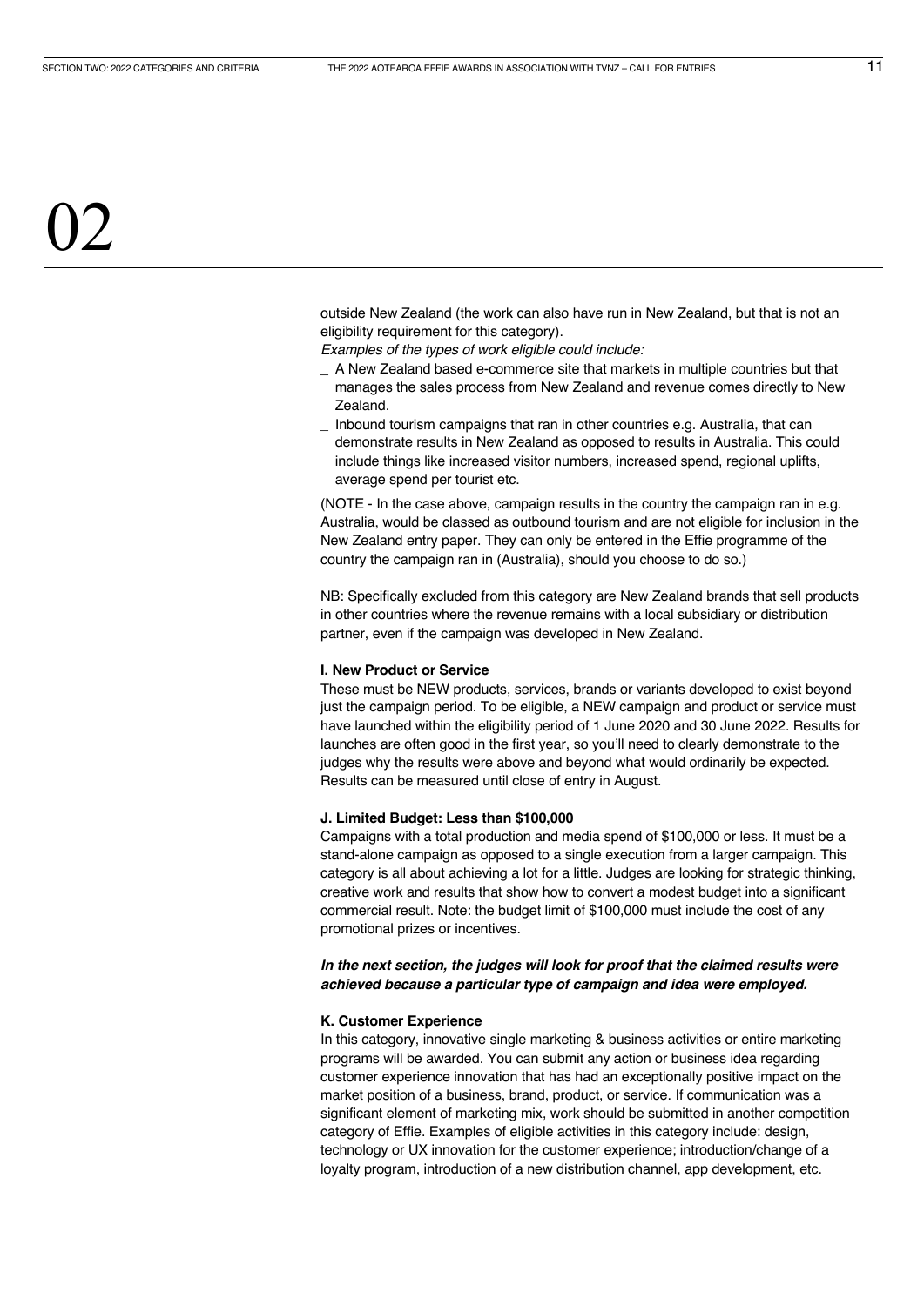# 02

outside New Zealand (the work can also have run in New Zealand, but that is not an eligibility requirement for this category).

*Examples of the types of work eligible could include:*

- A New Zealand based e-commerce site that markets in multiple countries but that manages the sales process from New Zealand and revenue comes directly to New Zealand.
- Inbound tourism campaigns that ran in other countries e.g. Australia, that can demonstrate results in New Zealand as opposed to results in Australia. This could include things like increased visitor numbers, increased spend, regional uplifts, average spend per tourist etc.

(NOTE - In the case above, campaign results in the country the campaign ran in e.g. Australia, would be classed as outbound tourism and are not eligible for inclusion in the New Zealand entry paper. They can only be entered in the Effie programme of the country the campaign ran in (Australia), should you choose to do so.)

NB: Specifically excluded from this category are New Zealand brands that sell products in other countries where the revenue remains with a local subsidiary or distribution partner, even if the campaign was developed in New Zealand.

**I. New Product or Service**

These must be NEW products, services, brands or variants developed to exist beyond just the campaign period. To be eligible, a NEW campaign and product or service must have launched within the eligibility period of 1 June 2020 and 30 June 2022. Results for launches are often good in the first year, so you'll need to clearly demonstrate to the judges why the results were above and beyond what would ordinarily be expected. Results can be measured until close of entry in August.

**J. Limited Budget: Less than $100,000**

Campaigns with a total production and media spend of $100,000 or less. It must be a stand-alone campaign as opposed to a single execution from a larger campaign. This category is all about achieving a lot for a little. Judges are looking for strategic thinking, creative work and results that show how to convert a modest budget into a significant commercial result. Note: the budget limit of $100,000 must include the cost of any promotional prizes or incentives.

***In the next section, the judges will look for proof that the claimed results were achieved because a particular type of campaign and idea were employed.***

**K. Customer Experience**

In this category, innovative single marketing & business activities or entire marketing programs will be awarded. You can submit any action or business idea regarding customer experience innovation that has had an exceptionally positive impact on the market position of a business, brand, product, or service. If communication was a significant element of marketing mix, work should be submitted in another competition category of Effie. Examples of eligible activities in this category include: design, technology or UX innovation for the customer experience; introduction/change of a loyalty program, introduction of a new distribution channel, app development, etc.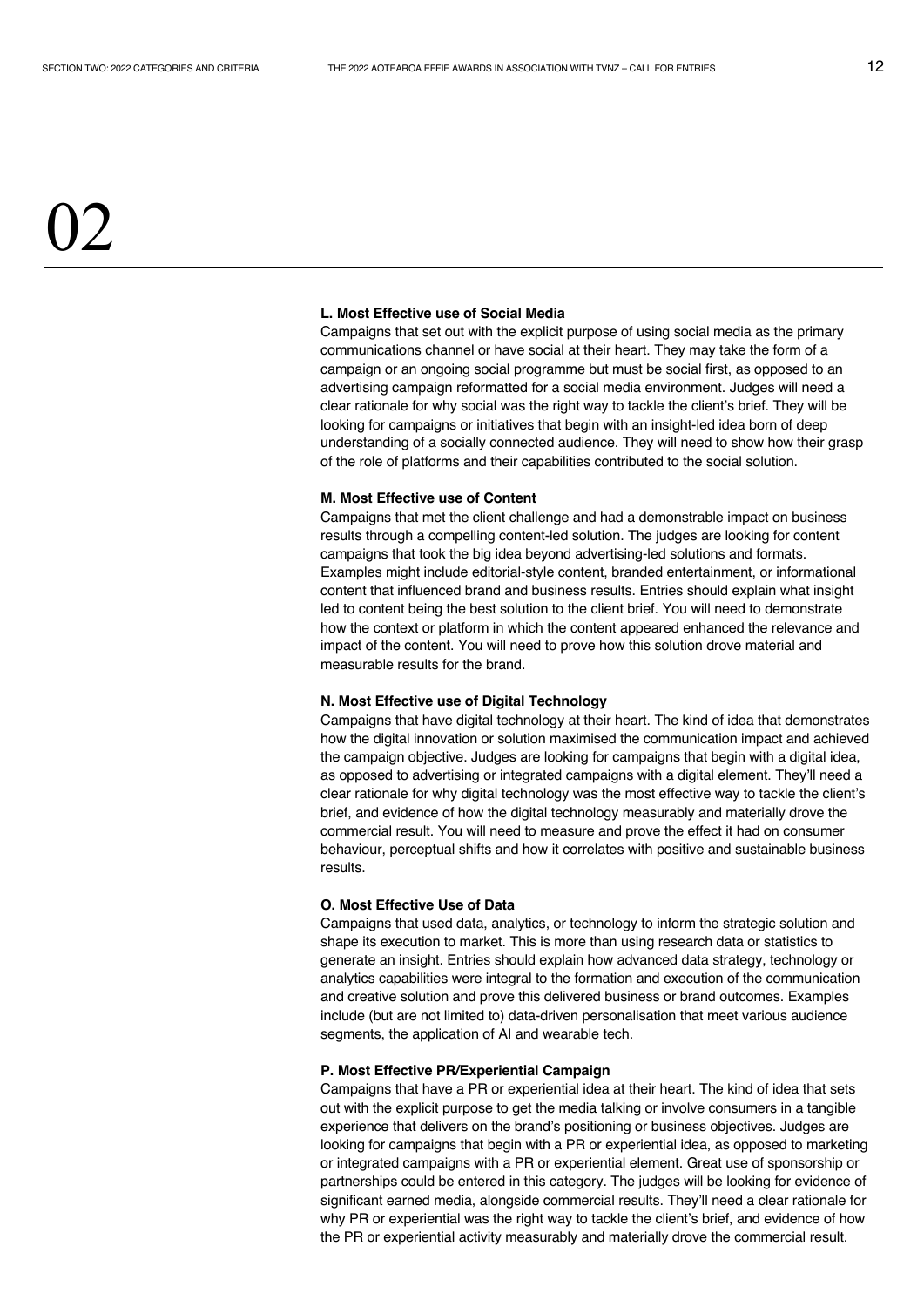# 02

**L. Most Effective use of Social Media**

Campaigns that set out with the explicit purpose of using social media as the primary communications channel or have social at their heart. They may take the form of a campaign or an ongoing social programme but must be social first, as opposed to an advertising campaign reformatted for a social media environment. Judges will need a clear rationale for why social was the right way to tackle the client's brief. They will be looking for campaigns or initiatives that begin with an insight-led idea born of deep understanding of a socially connected audience. They will need to show how their grasp of the role of platforms and their capabilities contributed to the social solution.

**M. Most Effective use of Content**

Campaigns that met the client challenge and had a demonstrable impact on business results through a compelling content-led solution. The judges are looking for content campaigns that took the big idea beyond advertising-led solutions and formats. Examples might include editorial-style content, branded entertainment, or informational content that influenced brand and business results. Entries should explain what insight led to content being the best solution to the client brief. You will need to demonstrate how the context or platform in which the content appeared enhanced the relevance and impact of the content. You will need to prove how this solution drove material and measurable results for the brand.

**N. Most Effective use of Digital Technology**

Campaigns that have digital technology at their heart. The kind of idea that demonstrates how the digital innovation or solution maximised the communication impact and achieved the campaign objective. Judges are looking for campaigns that begin with a digital idea, as opposed to advertising or integrated campaigns with a digital element. They'll need a clear rationale for why digital technology was the most effective way to tackle the client's brief, and evidence of how the digital technology measurably and materially drove the commercial result. You will need to measure and prove the effect it had on consumer behaviour, perceptual shifts and how it correlates with positive and sustainable business results.

**O. Most Effective Use of Data**

Campaigns that used data, analytics, or technology to inform the strategic solution and shape its execution to market. This is more than using research data or statistics to generate an insight. Entries should explain how advanced data strategy, technology or analytics capabilities were integral to the formation and execution of the communication and creative solution and prove this delivered business or brand outcomes. Examples include (but are not limited to) data-driven personalisation that meet various audience segments, the application of AI and wearable tech.

**P. Most Effective PR/Experiential Campaign**

Campaigns that have a PR or experiential idea at their heart. The kind of idea that sets out with the explicit purpose to get the media talking or involve consumers in a tangible experience that delivers on the brand's positioning or business objectives. Judges are looking for campaigns that begin with a PR or experiential idea, as opposed to marketing or integrated campaigns with a PR or experiential element. Great use of sponsorship or partnerships could be entered in this category. The judges will be looking for evidence of significant earned media, alongside commercial results. They'll need a clear rationale for why PR or experiential was the right way to tackle the client's brief, and evidence of how the PR or experiential activity measurably and materially drove the commercial result.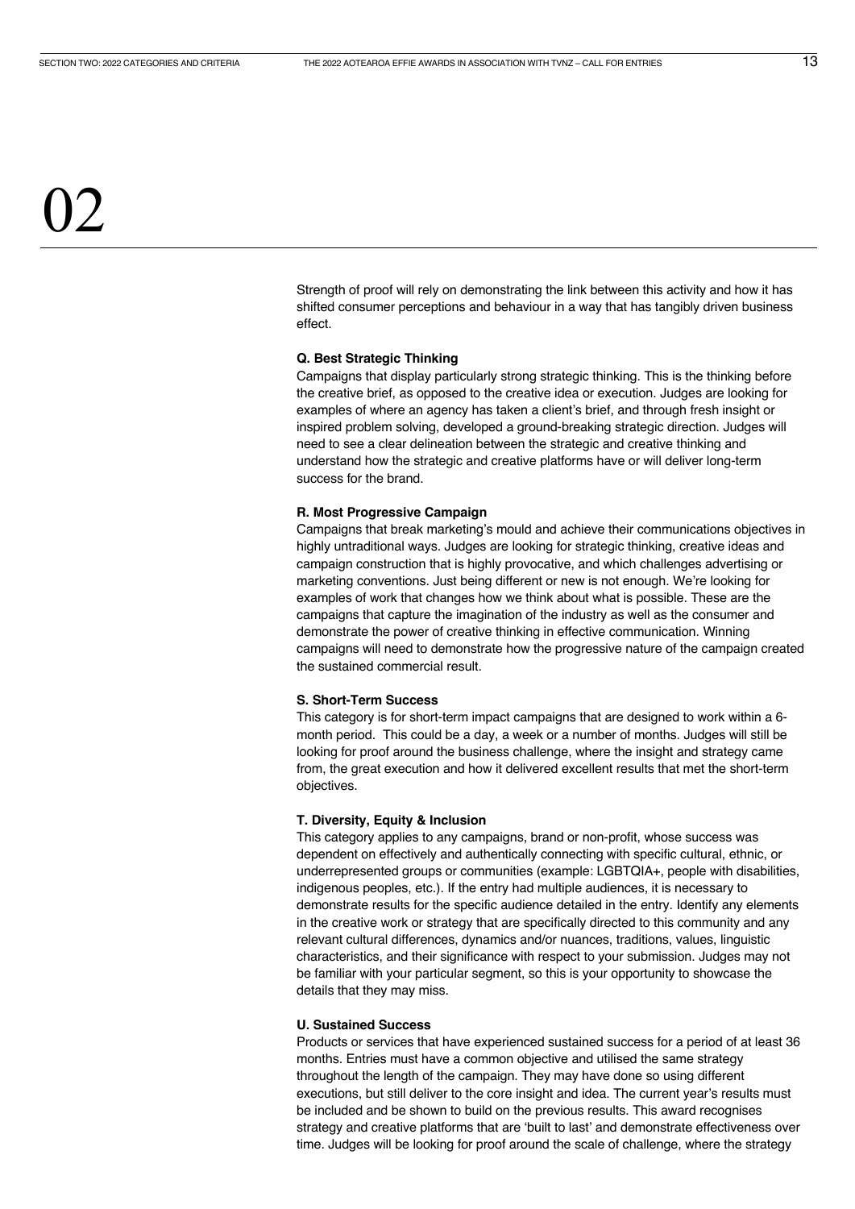# 02

Strength of proof will rely on demonstrating the link between this activity and how it has shifted consumer perceptions and behaviour in a way that has tangibly driven business effect.

**Q. Best Strategic Thinking**

Campaigns that display particularly strong strategic thinking. This is the thinking before the creative brief, as opposed to the creative idea or execution. Judges are looking for examples of where an agency has taken a client's brief, and through fresh insight or inspired problem solving, developed a ground-breaking strategic direction. Judges will need to see a clear delineation between the strategic and creative thinking and understand how the strategic and creative platforms have or will deliver long-term success for the brand.

**R. Most Progressive Campaign**

Campaigns that break marketing's mould and achieve their communications objectives in highly untraditional ways. Judges are looking for strategic thinking, creative ideas and campaign construction that is highly provocative, and which challenges advertising or marketing conventions. Just being different or new is not enough. We're looking for examples of work that changes how we think about what is possible. These are the campaigns that capture the imagination of the industry as well as the consumer and demonstrate the power of creative thinking in effective communication. Winning campaigns will need to demonstrate how the progressive nature of the campaign created the sustained commercial result.

**S. Short-Term Success**

This category is for short-term impact campaigns that are designed to work within a 6-month period. This could be a day, a week or a number of months. Judges will still be looking for proof around the business challenge, where the insight and strategy came from, the great execution and how it delivered excellent results that met the short-term objectives.

**T. Diversity, Equity & Inclusion**

This category applies to any campaigns, brand or non-profit, whose success was dependent on effectively and authentically connecting with specific cultural, ethnic, or underrepresented groups or communities (example: LGBTQIA+, people with disabilities, indigenous peoples, etc.). If the entry had multiple audiences, it is necessary to demonstrate results for the specific audience detailed in the entry. Identify any elements in the creative work or strategy that are specifically directed to this community and any relevant cultural differences, dynamics and/or nuances, traditions, values, linguistic characteristics, and their significance with respect to your submission. Judges may not be familiar with your particular segment, so this is your opportunity to showcase the details that they may miss.

**U. Sustained Success**

Products or services that have experienced sustained success for a period of at least 36 months. Entries must have a common objective and utilised the same strategy throughout the length of the campaign. They may have done so using different executions, but still deliver to the core insight and idea. The current year's results must be included and be shown to build on the previous results. This award recognises strategy and creative platforms that are 'built to last' and demonstrate effectiveness over time. Judges will be looking for proof around the scale of challenge, where the strategy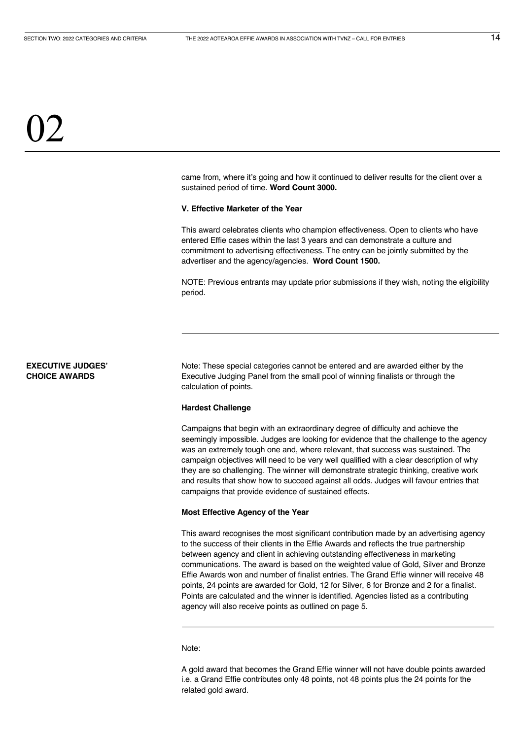# 02

came from, where it's going and how it continued to deliver results for the client over a sustained period of time. **Word Count 3000.**

**V. Effective Marketer of the Year**

This award celebrates clients who champion effectiveness. Open to clients who have entered Effie cases within the last 3 years and can demonstrate a culture and commitment to advertising effectiveness. The entry can be jointly submitted by the advertiser and the agency/agencies. **Word Count 1500.**

NOTE: Previous entrants may update prior submissions if they wish, noting the eligibility period.

---

## EXECUTIVE JUDGES' CHOICE AWARDS

Note: These special categories cannot be entered and are awarded either by the Executive Judging Panel from the small pool of winning finalists or through the calculation of points.

**Hardest Challenge**

Campaigns that begin with an extraordinary degree of difficulty and achieve the seemingly impossible. Judges are looking for evidence that the challenge to the agency was an extremely tough one and, where relevant, that success was sustained. The campaign objectives will need to be very well qualified with a clear description of why they are so challenging. The winner will demonstrate strategic thinking, creative work and results that show how to succeed against all odds. Judges will favour entries that campaigns that provide evidence of sustained effects.

**Most Effective Agency of the Year**

This award recognises the most significant contribution made by an advertising agency to the success of their clients in the Effie Awards and reflects the true partnership between agency and client in achieving outstanding effectiveness in marketing communications. The award is based on the weighted value of Gold, Silver and Bronze Effie Awards won and number of finalist entries. The Grand Effie winner will receive 48 points, 24 points are awarded for Gold, 12 for Silver, 6 for Bronze and 2 for a finalist. Points are calculated and the winner is identified. Agencies listed as a contributing agency will also receive points as outlined on page 5.

---

Note:

A gold award that becomes the Grand Effie winner will not have double points awarded i.e. a Grand Effie contributes only 48 points, not 48 points plus the 24 points for the related gold award.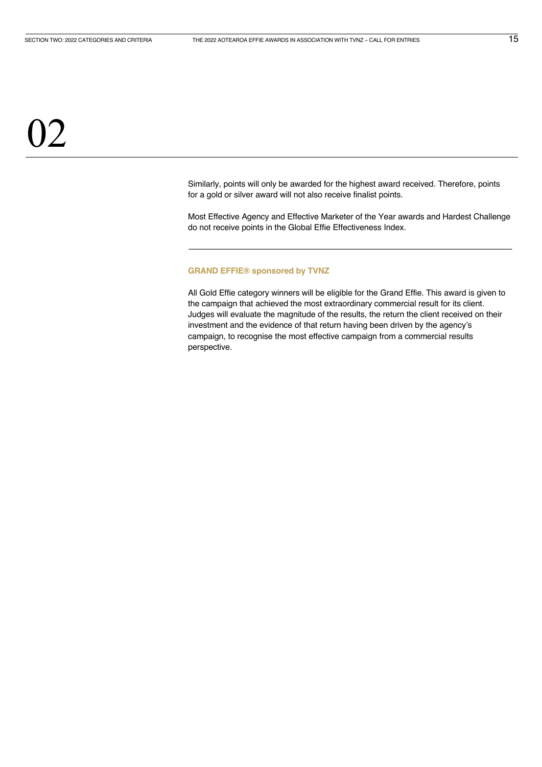# 02

Similarly, points will only be awarded for the highest award received. Therefore, points for a gold or silver award will not also receive finalist points.

Most Effective Agency and Effective Marketer of the Year awards and Hardest Challenge do not receive points in the Global Effie Effectiveness Index.

---

### GRAND EFFIE® sponsored by TVNZ

All Gold Effie category winners will be eligible for the Grand Effie. This award is given to the campaign that achieved the most extraordinary commercial result for its client. Judges will evaluate the magnitude of the results, the return the client received on their investment and the evidence of that return having been driven by the agency's campaign, to recognise the most effective campaign from a commercial results perspective.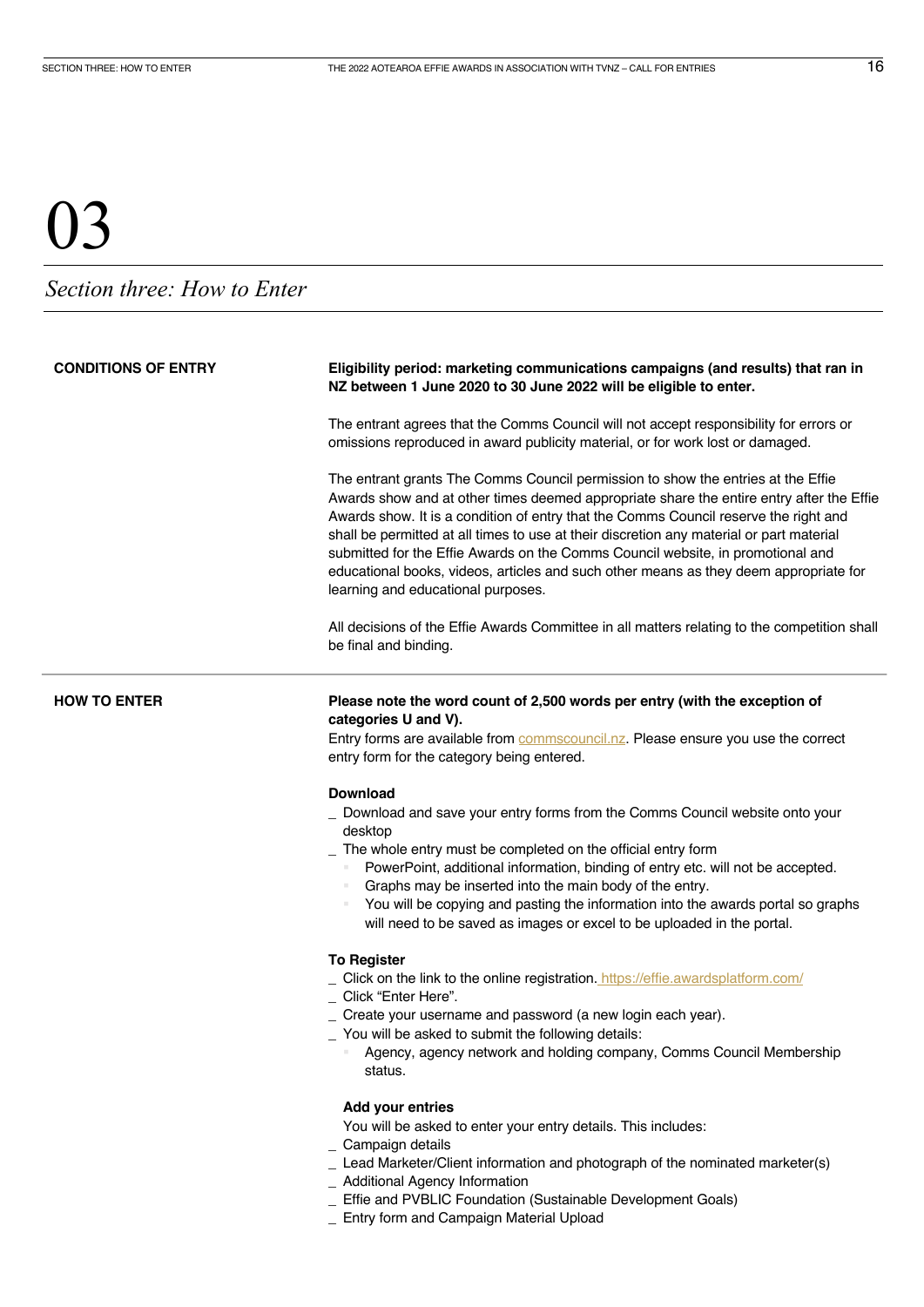# 03

## *Section three: How to Enter*

### CONDITIONS OF ENTRY

**Eligibility period: marketing communications campaigns (and results) that ran in NZ between 1 June 2020 to 30 June 2022 will be eligible to enter.**

The entrant agrees that the Comms Council will not accept responsibility for errors or omissions reproduced in award publicity material, or for work lost or damaged.

The entrant grants The Comms Council permission to show the entries at the Effie Awards show and at other times deemed appropriate share the entire entry after the Effie Awards show. It is a condition of entry that the Comms Council reserve the right and shall be permitted at all times to use at their discretion any material or part material submitted for the Effie Awards on the Comms Council website, in promotional and educational books, videos, articles and such other means as they deem appropriate for learning and educational purposes.

All decisions of the Effie Awards Committee in all matters relating to the competition shall be final and binding.

### HOW TO ENTER

**Please note the word count of 2,500 words per entry (with the exception of categories U and V).**

Entry forms are available from [commscouncil.nz](commscouncil.nz). Please ensure you use the correct entry form for the category being entered.

**Download**

- Download and save your entry forms from the Comms Council website onto your desktop
- The whole entry must be completed on the official entry form
  - PowerPoint, additional information, binding of entry etc. will not be accepted.
  - Graphs may be inserted into the main body of the entry.
  - You will be copying and pasting the information into the awards portal so graphs will need to be saved as images or excel to be uploaded in the portal.

**To Register**

- Click on the link to the online registration. [https://effie.awardsplatform.com/](https://effie.awardsplatform.com/)
- Click "Enter Here".
- Create your username and password (a new login each year).
- You will be asked to submit the following details:
  - Agency, agency network and holding company, Comms Council Membership status.

**Add your entries**

You will be asked to enter your entry details. This includes:

- Campaign details
- Lead Marketer/Client information and photograph of the nominated marketer(s)
- Additional Agency Information
- Effie and PVBLIC Foundation (Sustainable Development Goals)
- Entry form and Campaign Material Upload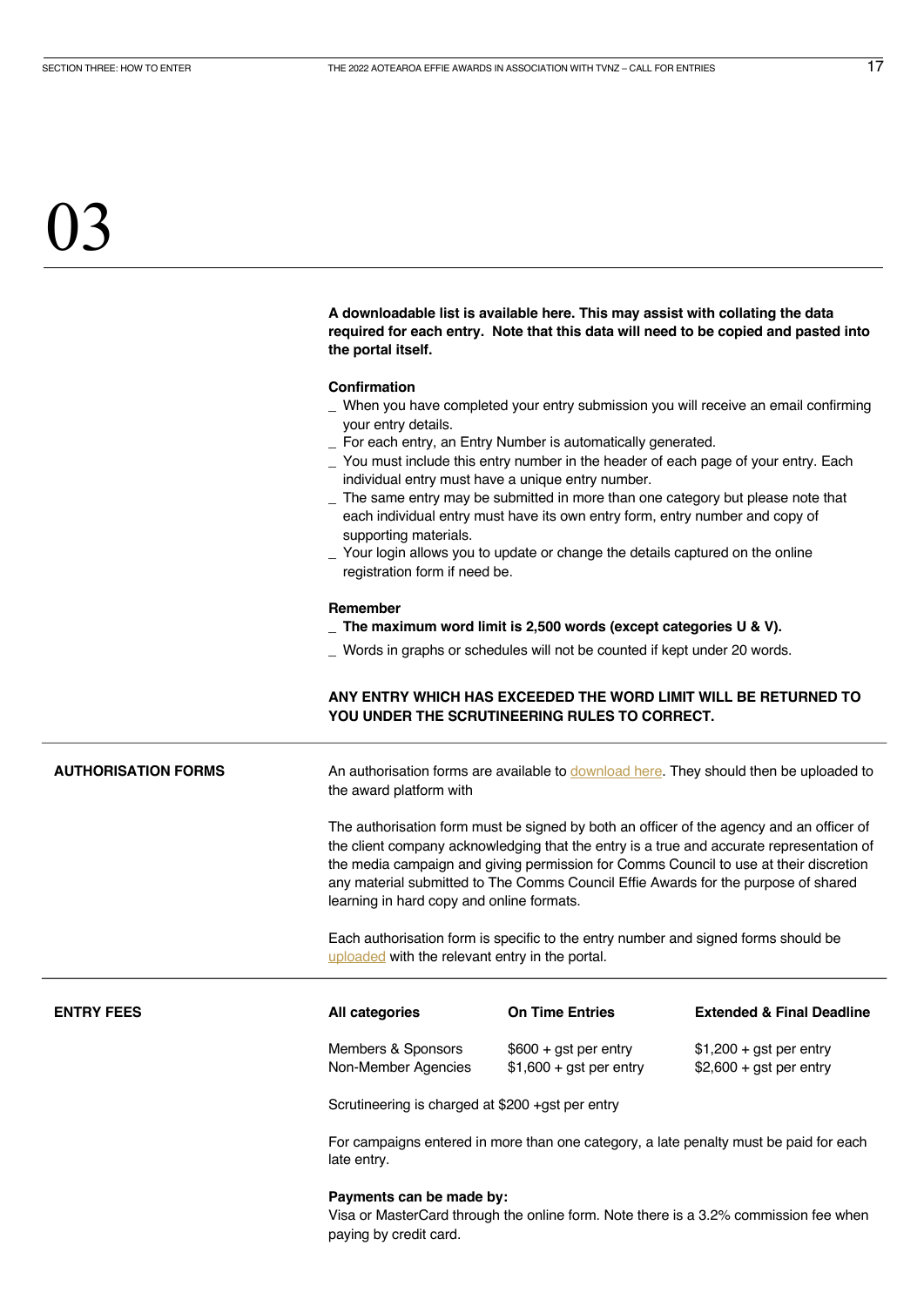# 03

**A downloadable list is available here. This may assist with collating the data required for each entry. Note that this data will need to be copied and pasted into the portal itself.**

**Confirmation**

_ When you have completed your entry submission you will receive an email confirming your entry details.
_ For each entry, an Entry Number is automatically generated.
_ You must include this entry number in the header of each page of your entry. Each individual entry must have a unique entry number.
_ The same entry may be submitted in more than one category but please note that each individual entry must have its own entry form, entry number and copy of supporting materials.
_ Your login allows you to update or change the details captured on the online registration form if need be.

**Remember**

**_ The maximum word limit is 2,500 words (except categories U & V).**
_ Words in graphs or schedules will not be counted if kept under 20 words.

**ANY ENTRY WHICH HAS EXCEEDED THE WORD LIMIT WILL BE RETURNED TO YOU UNDER THE SCRUTINEERING RULES TO CORRECT.**

## AUTHORISATION FORMS

An authorisation forms are available to download here. They should then be uploaded to the award platform with

The authorisation form must be signed by both an officer of the agency and an officer of the client company acknowledging that the entry is a true and accurate representation of the media campaign and giving permission for Comms Council to use at their discretion any material submitted to The Comms Council Effie Awards for the purpose of shared learning in hard copy and online formats.

Each authorisation form is specific to the entry number and signed forms should be uploaded with the relevant entry in the portal.

## ENTRY FEES

| All categories | On Time Entries | Extended & Final Deadline |
|---|---|---|
| Members & Sponsors | $600 + gst per entry | $1,200 + gst per entry |
| Non-Member Agencies | $1,600 + gst per entry | $2,600 + gst per entry |

Scrutineering is charged at $200 +gst per entry

For campaigns entered in more than one category, a late penalty must be paid for each late entry.

**Payments can be made by:**
Visa or MasterCard through the online form. Note there is a 3.2% commission fee when paying by credit card.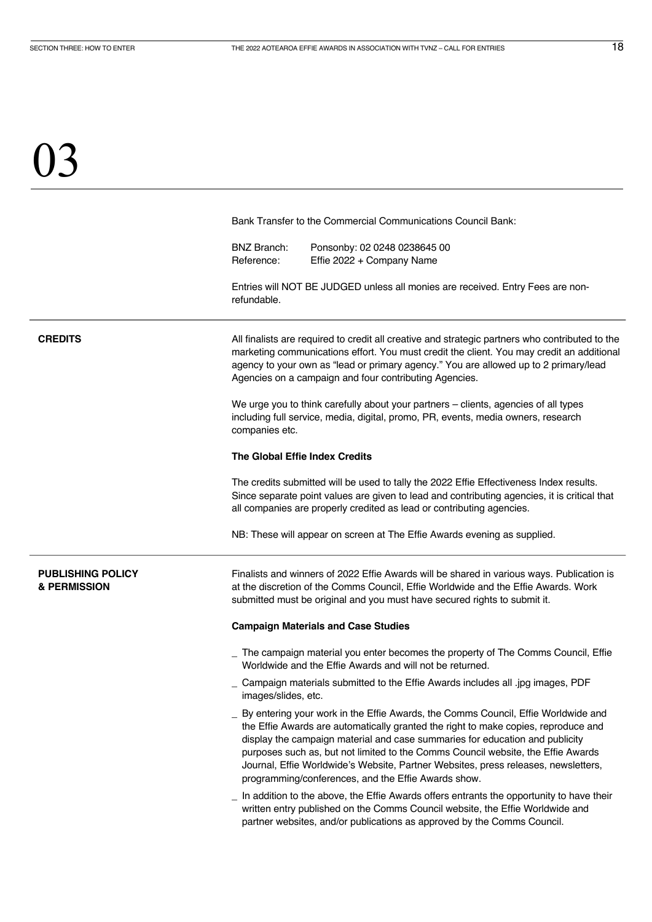# 03

Bank Transfer to the Commercial Communications Council Bank:

BNZ Branch: Ponsonby: 02 0248 0238645 00
Reference: Effie 2022 + Company Name

Entries will NOT BE JUDGED unless all monies are received. Entry Fees are non-refundable.

## CREDITS

All finalists are required to credit all creative and strategic partners who contributed to the marketing communications effort. You must credit the client. You may credit an additional agency to your own as "lead or primary agency." You are allowed up to 2 primary/lead Agencies on a campaign and four contributing Agencies.

We urge you to think carefully about your partners – clients, agencies of all types including full service, media, digital, promo, PR, events, media owners, research companies etc.

**The Global Effie Index Credits**

The credits submitted will be used to tally the 2022 Effie Effectiveness Index results. Since separate point values are given to lead and contributing agencies, it is critical that all companies are properly credited as lead or contributing agencies.

NB: These will appear on screen at The Effie Awards evening as supplied.

## PUBLISHING POLICY & PERMISSION

Finalists and winners of 2022 Effie Awards will be shared in various ways. Publication is at the discretion of the Comms Council, Effie Worldwide and the Effie Awards. Work submitted must be original and you must have secured rights to submit it.

**Campaign Materials and Case Studies**

_ The campaign material you enter becomes the property of The Comms Council, Effie Worldwide and the Effie Awards and will not be returned.

_ Campaign materials submitted to the Effie Awards includes all .jpg images, PDF images/slides, etc.

_ By entering your work in the Effie Awards, the Comms Council, Effie Worldwide and the Effie Awards are automatically granted the right to make copies, reproduce and display the campaign material and case summaries for education and publicity purposes such as, but not limited to the Comms Council website, the Effie Awards Journal, Effie Worldwide's Website, Partner Websites, press releases, newsletters, programming/conferences, and the Effie Awards show.

_ In addition to the above, the Effie Awards offers entrants the opportunity to have their written entry published on the Comms Council website, the Effie Worldwide and partner websites, and/or publications as approved by the Comms Council.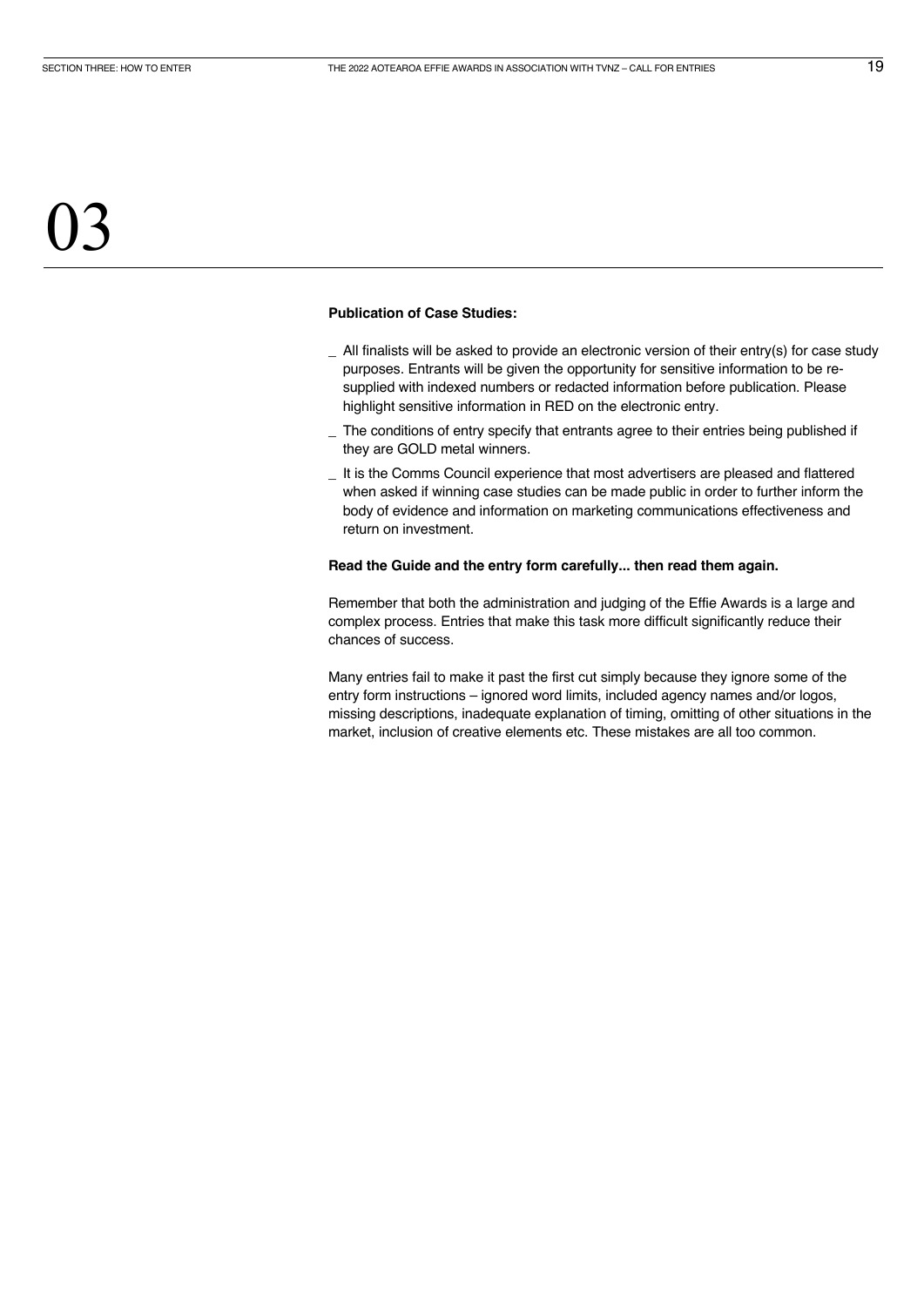# 03

**Publication of Case Studies:**

- All finalists will be asked to provide an electronic version of their entry(s) for case study purposes. Entrants will be given the opportunity for sensitive information to be re-supplied with indexed numbers or redacted information before publication. Please highlight sensitive information in RED on the electronic entry.
- The conditions of entry specify that entrants agree to their entries being published if they are GOLD metal winners.
- It is the Comms Council experience that most advertisers are pleased and flattered when asked if winning case studies can be made public in order to further inform the body of evidence and information on marketing communications effectiveness and return on investment.

**Read the Guide and the entry form carefully... then read them again.**

Remember that both the administration and judging of the Effie Awards is a large and complex process. Entries that make this task more difficult significantly reduce their chances of success.

Many entries fail to make it past the first cut simply because they ignore some of the entry form instructions – ignored word limits, included agency names and/or logos, missing descriptions, inadequate explanation of timing, omitting of other situations in the market, inclusion of creative elements etc. These mistakes are all too common.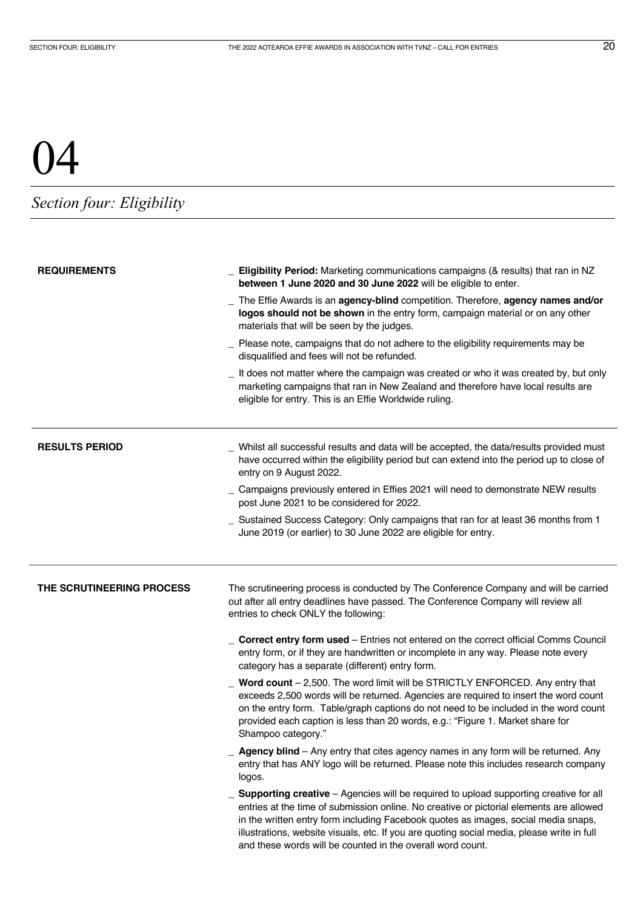# 04

## *Section four: Eligibility*

### REQUIREMENTS

- **Eligibility Period:** Marketing communications campaigns (& results) that ran in NZ **between 1 June 2020 and 30 June 2022** will be eligible to enter.
- The Effie Awards is an **agency-blind** competition. Therefore, **agency names and/or logos should not be shown** in the entry form, campaign material or on any other materials that will be seen by the judges.
- Please note, campaigns that do not adhere to the eligibility requirements may be disqualified and fees will not be refunded.
- It does not matter where the campaign was created or who it was created by, but only marketing campaigns that ran in New Zealand and therefore have local results are eligible for entry. This is an Effie Worldwide ruling.

### RESULTS PERIOD

- Whilst all successful results and data will be accepted, the data/results provided must have occurred within the eligibility period but can extend into the period up to close of entry on 9 August 2022.
- Campaigns previously entered in Effies 2021 will need to demonstrate NEW results post June 2021 to be considered for 2022.
- Sustained Success Category: Only campaigns that ran for at least 36 months from 1 June 2019 (or earlier) to 30 June 2022 are eligible for entry.

### THE SCRUTINEERING PROCESS

The scrutineering process is conducted by The Conference Company and will be carried out after all entry deadlines have passed. The Conference Company will review all entries to check ONLY the following:

- **Correct entry form used** – Entries not entered on the correct official Comms Council entry form, or if they are handwritten or incomplete in any way. Please note every category has a separate (different) entry form.
- **Word count** – 2,500. The word limit will be STRICTLY ENFORCED. Any entry that exceeds 2,500 words will be returned. Agencies are required to insert the word count on the entry form. Table/graph captions do not need to be included in the word count provided each caption is less than 20 words, e.g.: "Figure 1. Market share for Shampoo category."
- **Agency blind** – Any entry that cites agency names in any form will be returned. Any entry that has ANY logo will be returned. Please note this includes research company logos.
- **Supporting creative** – Agencies will be required to upload supporting creative for all entries at the time of submission online. No creative or pictorial elements are allowed in the written entry form including Facebook quotes as images, social media snaps, illustrations, website visuals, etc. If you are quoting social media, please write in full and these words will be counted in the overall word count.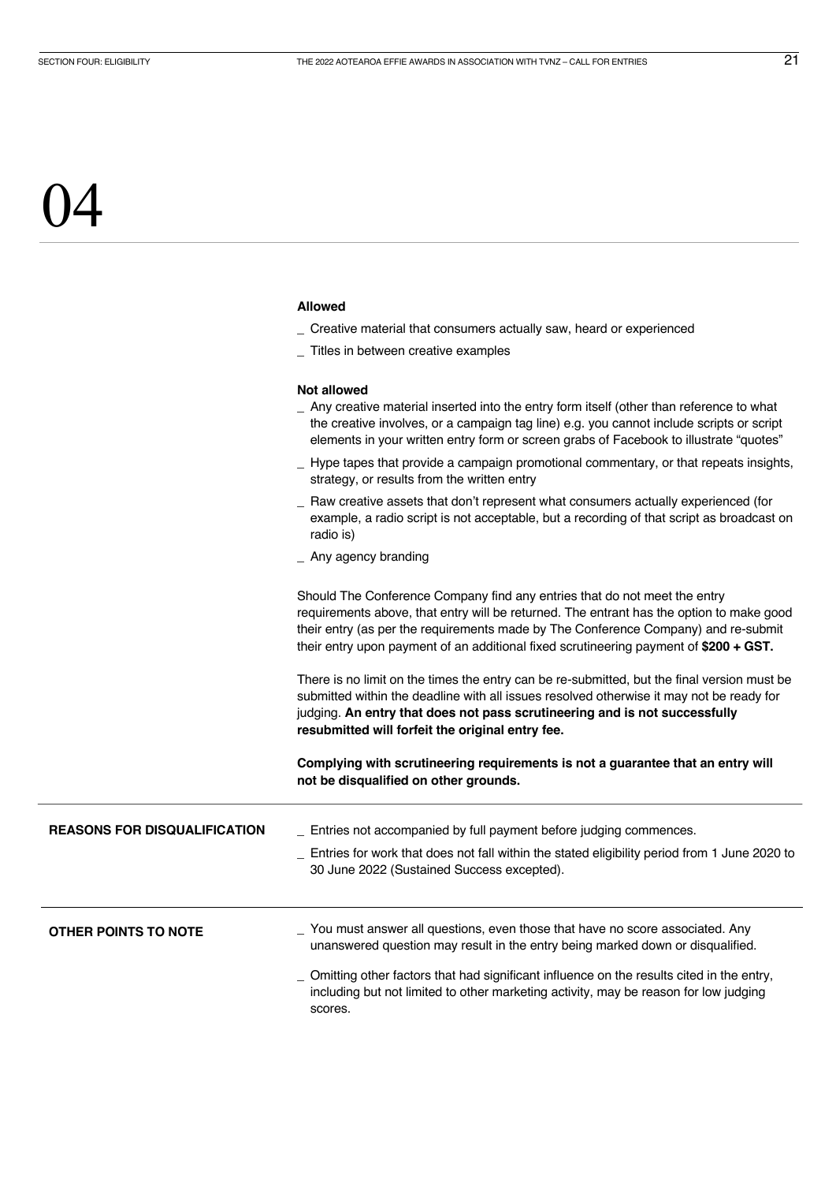# 04

**Allowed**

_ Creative material that consumers actually saw, heard or experienced

_ Titles in between creative examples

**Not allowed**

_ Any creative material inserted into the entry form itself (other than reference to what the creative involves, or a campaign tag line) e.g. you cannot include scripts or script elements in your written entry form or screen grabs of Facebook to illustrate "quotes"

_ Hype tapes that provide a campaign promotional commentary, or that repeats insights, strategy, or results from the written entry

_ Raw creative assets that don't represent what consumers actually experienced (for example, a radio script is not acceptable, but a recording of that script as broadcast on radio is)

_ Any agency branding

Should The Conference Company find any entries that do not meet the entry requirements above, that entry will be returned. The entrant has the option to make good their entry (as per the requirements made by The Conference Company) and re-submit their entry upon payment of an additional fixed scrutineering payment of **$200 + GST.**

There is no limit on the times the entry can be re-submitted, but the final version must be submitted within the deadline with all issues resolved otherwise it may not be ready for judging. **An entry that does not pass scrutineering and is not successfully resubmitted will forfeit the original entry fee.**

**Complying with scrutineering requirements is not a guarantee that an entry will not be disqualified on other grounds.**

## REASONS FOR DISQUALIFICATION

_ Entries not accompanied by full payment before judging commences.

_ Entries for work that does not fall within the stated eligibility period from 1 June 2020 to 30 June 2022 (Sustained Success excepted).

## OTHER POINTS TO NOTE

_ You must answer all questions, even those that have no score associated. Any unanswered question may result in the entry being marked down or disqualified.

_ Omitting other factors that had significant influence on the results cited in the entry, including but not limited to other marketing activity, may be reason for low judging scores.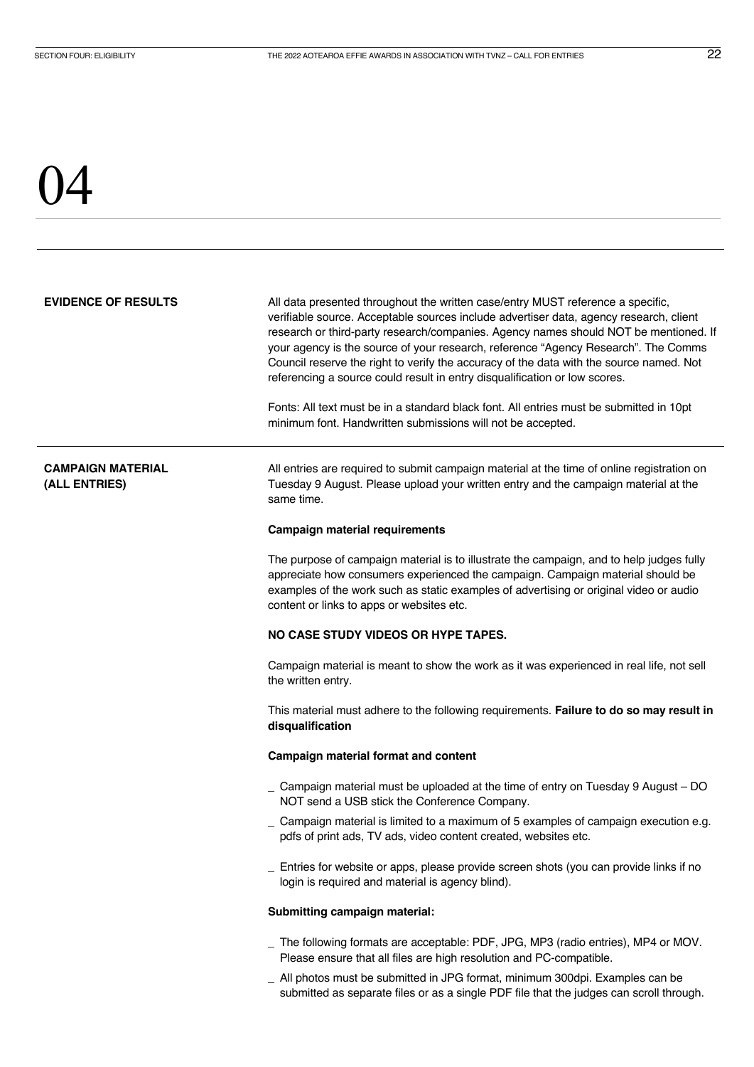# 04

## EVIDENCE OF RESULTS

All data presented throughout the written case/entry MUST reference a specific, verifiable source. Acceptable sources include advertiser data, agency research, client research or third-party research/companies. Agency names should NOT be mentioned. If your agency is the source of your research, reference "Agency Research". The Comms Council reserve the right to verify the accuracy of the data with the source named. Not referencing a source could result in entry disqualification or low scores.

Fonts: All text must be in a standard black font. All entries must be submitted in 10pt minimum font. Handwritten submissions will not be accepted.

## CAMPAIGN MATERIAL (ALL ENTRIES)

All entries are required to submit campaign material at the time of online registration on Tuesday 9 August. Please upload your written entry and the campaign material at the same time.

**Campaign material requirements**

The purpose of campaign material is to illustrate the campaign, and to help judges fully appreciate how consumers experienced the campaign. Campaign material should be examples of the work such as static examples of advertising or original video or audio content or links to apps or websites etc.

**NO CASE STUDY VIDEOS OR HYPE TAPES.**

Campaign material is meant to show the work as it was experienced in real life, not sell the written entry.

This material must adhere to the following requirements. **Failure to do so may result in disqualification**

**Campaign material format and content**

- Campaign material must be uploaded at the time of entry on Tuesday 9 August – DO NOT send a USB stick the Conference Company.
- Campaign material is limited to a maximum of 5 examples of campaign execution e.g. pdfs of print ads, TV ads, video content created, websites etc.
- Entries for website or apps, please provide screen shots (you can provide links if no login is required and material is agency blind).

**Submitting campaign material:**

- The following formats are acceptable: PDF, JPG, MP3 (radio entries), MP4 or MOV. Please ensure that all files are high resolution and PC-compatible.
- All photos must be submitted in JPG format, minimum 300dpi. Examples can be submitted as separate files or as a single PDF file that the judges can scroll through.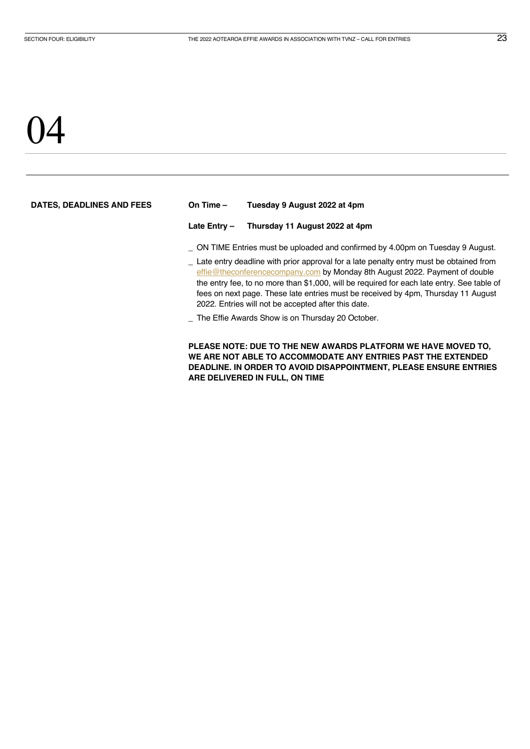# 04

**DATES, DEADLINES AND FEES**

**On Time – Tuesday 9 August 2022 at 4pm**

**Late Entry – Thursday 11 August 2022 at 4pm**

- ON TIME Entries must be uploaded and confirmed by 4.00pm on Tuesday 9 August.
- Late entry deadline with prior approval for a late penalty entry must be obtained from effie@theconferencecompany.com by Monday 8th August 2022. Payment of double the entry fee, to no more than $1,000, will be required for each late entry. See table of fees on next page. These late entries must be received by 4pm, Thursday 11 August 2022. Entries will not be accepted after this date.
- The Effie Awards Show is on Thursday 20 October.

**PLEASE NOTE: DUE TO THE NEW AWARDS PLATFORM WE HAVE MOVED TO, WE ARE NOT ABLE TO ACCOMMODATE ANY ENTRIES PAST THE EXTENDED DEADLINE. IN ORDER TO AVOID DISAPPOINTMENT, PLEASE ENSURE ENTRIES ARE DELIVERED IN FULL, ON TIME**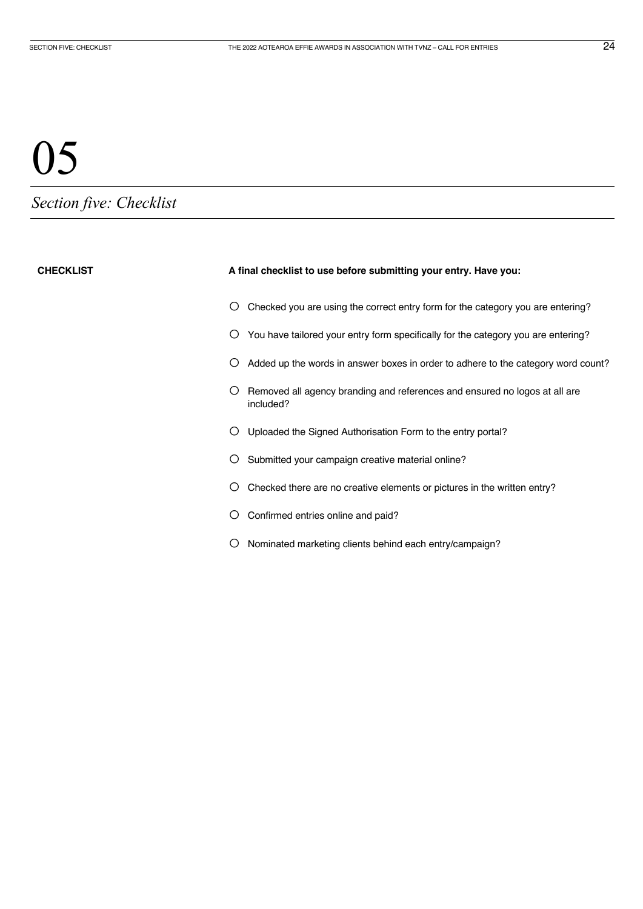# 05

## *Section five: Checklist*

**CHECKLIST**

**A final checklist to use before submitting your entry. Have you:**

- ○ Checked you are using the correct entry form for the category you are entering?
- ○ You have tailored your entry form specifically for the category you are entering?
- ○ Added up the words in answer boxes in order to adhere to the category word count?
- ○ Removed all agency branding and references and ensured no logos at all are included?
- ○ Uploaded the Signed Authorisation Form to the entry portal?
- ○ Submitted your campaign creative material online?
- ○ Checked there are no creative elements or pictures in the written entry?
- ○ Confirmed entries online and paid?
- ○ Nominated marketing clients behind each entry/campaign?